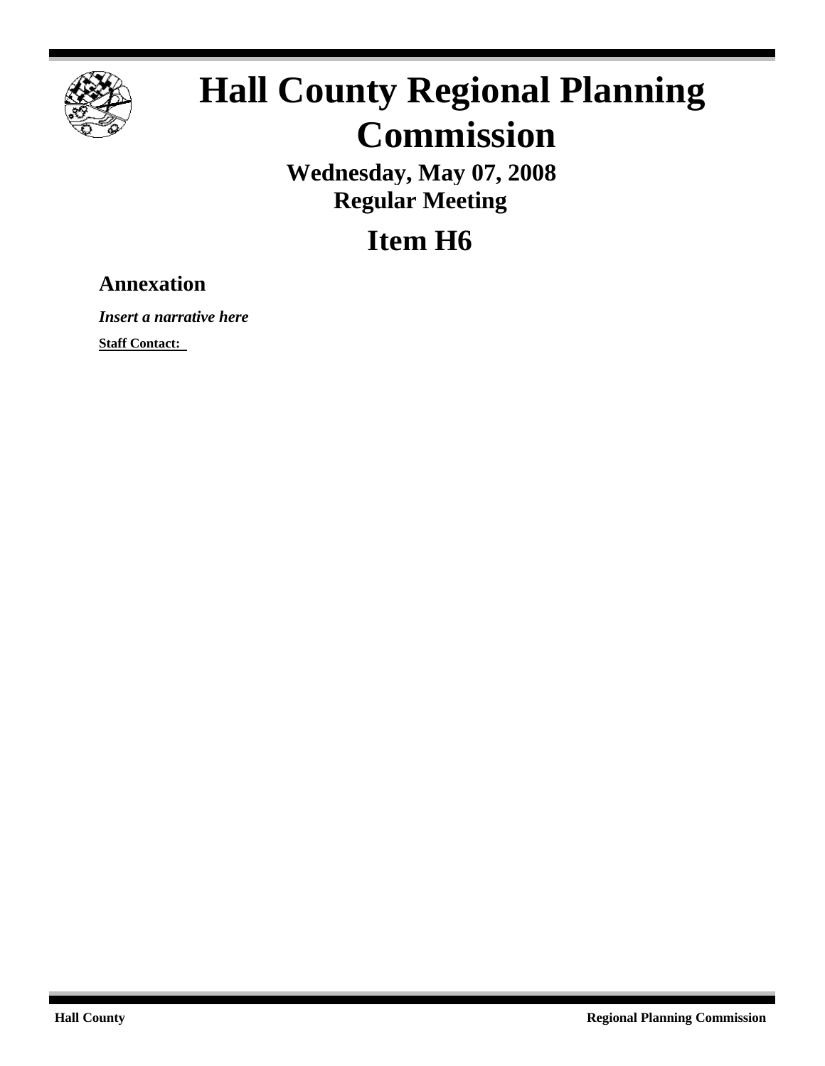# Hall County Regional Planning Commission

**Wednesday, May 07, 2008**
**Regular Meeting**

# Item H6

## Annexation

***Insert a narrative here***

**Staff Contact:**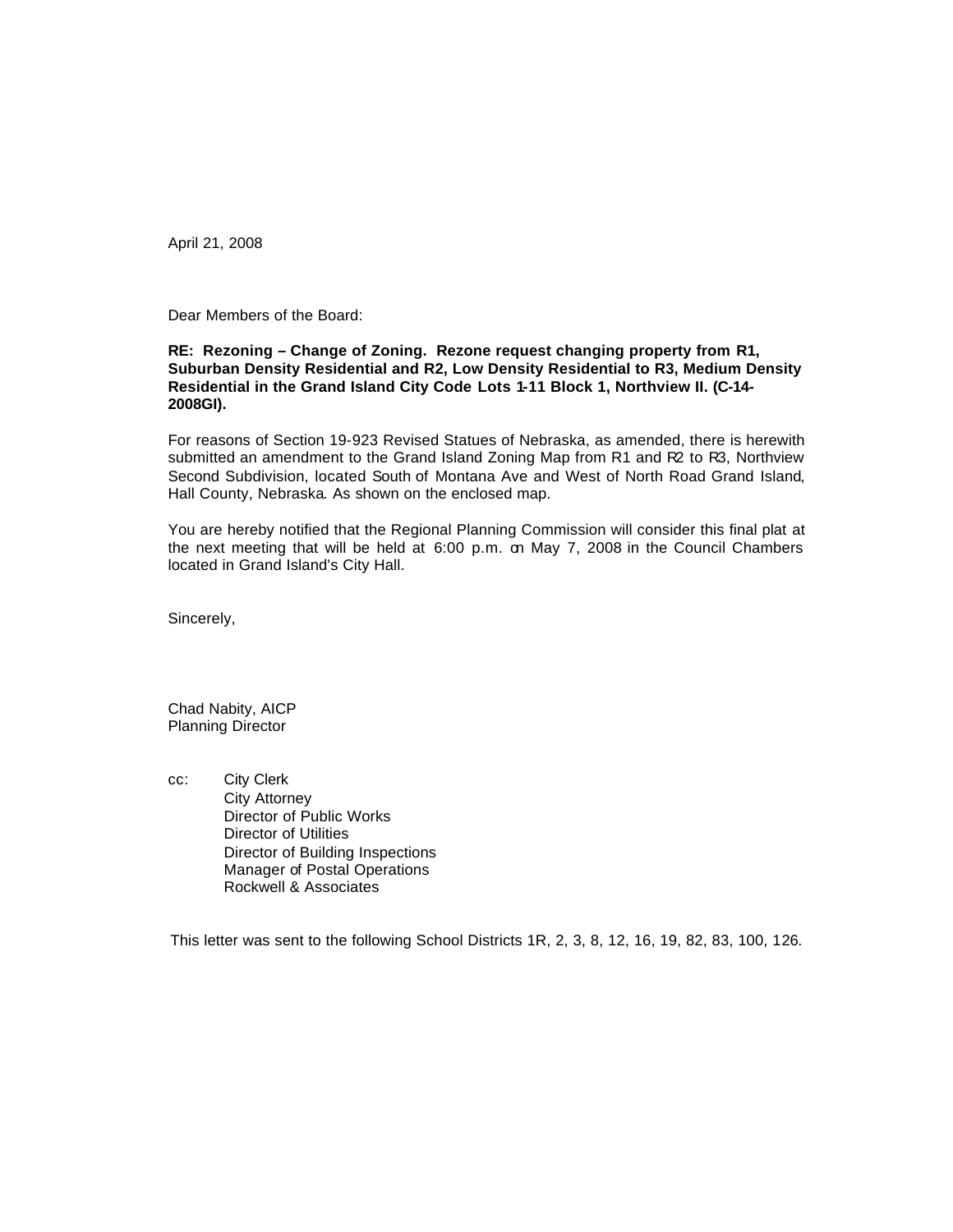April 21, 2008

Dear Members of the Board:

**RE: Rezoning – Change of Zoning. Rezone request changing property from R1, Suburban Density Residential and R2, Low Density Residential to R3, Medium Density Residential in the Grand Island City Code Lots 1-11 Block 1, Northview II. (C-14-2008GI).**

For reasons of Section 19-923 Revised Statues of Nebraska, as amended, there is herewith submitted an amendment to the Grand Island Zoning Map from R1 and R2 to R3, Northview Second Subdivision, located South of Montana Ave and West of North Road Grand Island, Hall County, Nebraska. As shown on the enclosed map.

You are hereby notified that the Regional Planning Commission will consider this final plat at the next meeting that will be held at 6:00 p.m. on May 7, 2008 in the Council Chambers located in Grand Island's City Hall.

Sincerely,

Chad Nabity, AICP
Planning Director

cc: City Clerk
City Attorney
Director of Public Works
Director of Utilities
Director of Building Inspections
Manager of Postal Operations
Rockwell & Associates

This letter was sent to the following School Districts 1R, 2, 3, 8, 12, 16, 19, 82, 83, 100, 126.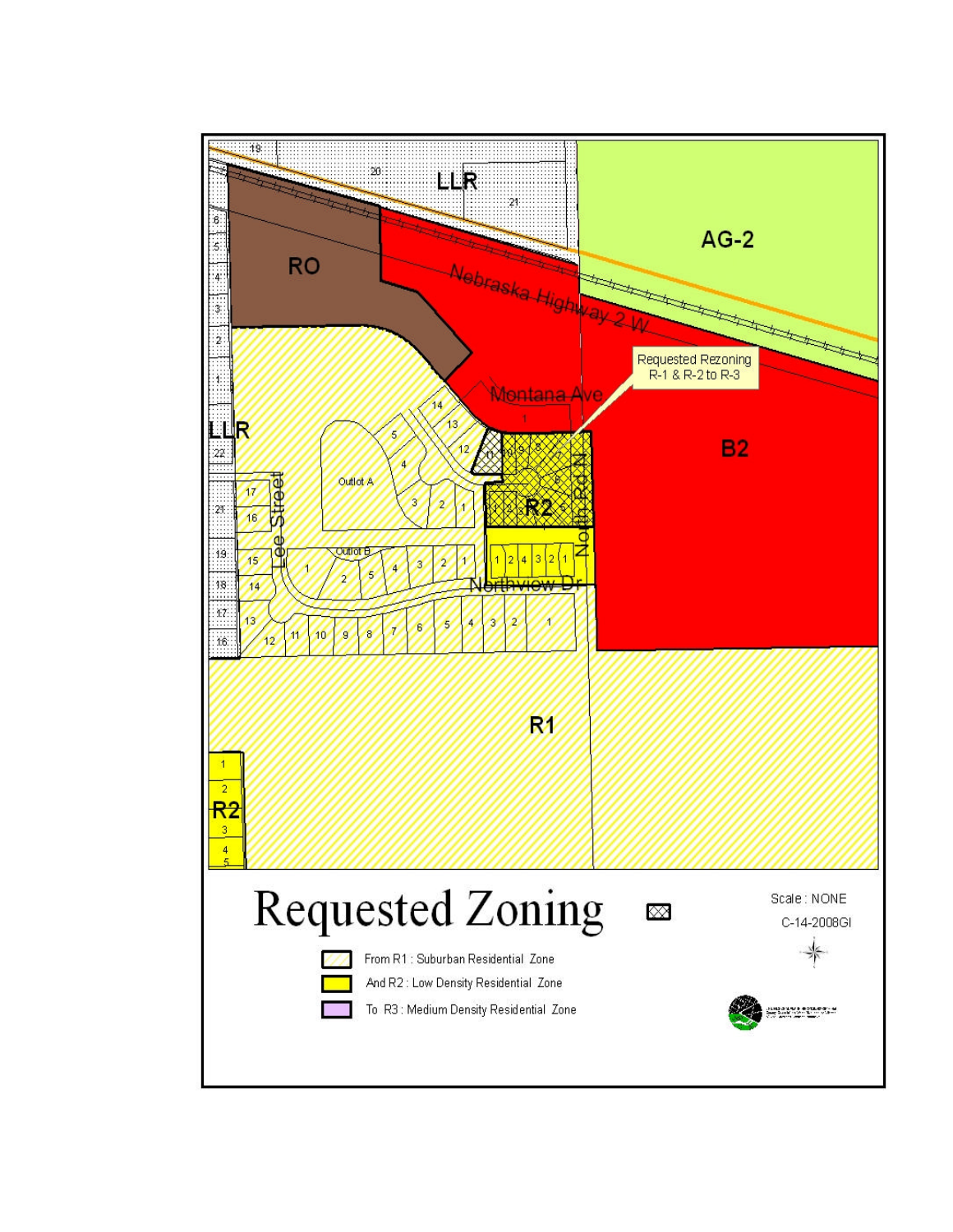LLR

AG-2

RO

Nebraska Highway 2 W

Requested Rezoning R-1 & R-2 to R-3

Montana Ave

B2

LLR

Outlot A

Lee Street

R2

North Rd N

Outlot B

Northview Dr

R1

R2

# Requested Zoning

Scale : NONE

C-14-2008GI

From R1 : Suburban Residential Zone

And R2 : Low Density Residential Zone

To R3 : Medium Density Residential Zone